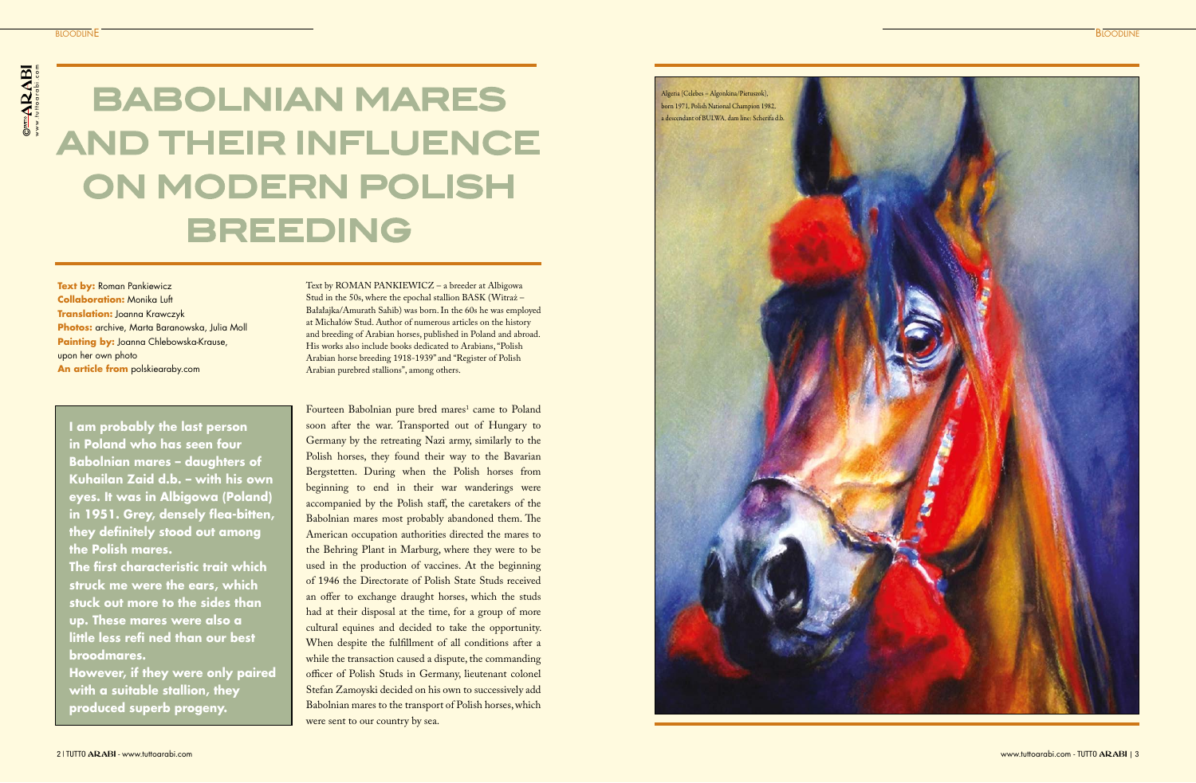# BABOLNIAN MARES AND THEIR INFLUENCE ON MODERN POLISH BREEDING

**Text by:** Roman Pankiewicz
**Collaboration:** Monika Luft
**Translation:** Joanna Krawczyk
**Photos:** archive, Marta Baranowska, Julia Moll
**Painting by:** Joanna Chlebowska-Krause, upon her own photo
**An article from** polskiearaby.com

Text by ROMAN PANKIEWICZ – a breeder at Albigowa Stud in the 50s, where the epochal stallion BASK (Witraż – Bałałajka/Amurath Sahib) was born. In the 60s he was employed at Michałów Stud. Author of numerous articles on the history and breeding of Arabian horses, published in Poland and abroad. His works also include books dedicated to Arabians, "Polish Arabian horse breeding 1918-1939" and "Register of Polish Arabian purebred stallions", among others.

**I am probably the last person in Poland who has seen four Babolnian mares – daughters of Kuhailan Zaid d.b. – with his own eyes. It was in Albigowa (Poland) in 1951. Grey, densely flea-bitten, they definitely stood out among the Polish mares.**
**The first characteristic trait which struck me were the ears, which stuck out more to the sides than up. These mares were also a little less refi ned than our best broodmares.**
**However, if they were only paired with a suitable stallion, they produced superb progeny.**

Fourteen Babolnian pure bred mares[1] came to Poland soon after the war. Transported out of Hungary to Germany by the retreating Nazi army, similarly to the Polish horses, they found their way to the Bavarian Bergstetten. During when the Polish horses from beginning to end in their war wanderings were accompanied by the Polish staff, the caretakers of the Babolnian mares most probably abandoned them. The American occupation authorities directed the mares to the Behring Plant in Marburg, where they were to be used in the production of vaccines. At the beginning of 1946 the Directorate of Polish State Studs received an offer to exchange draught horses, which the studs had at their disposal at the time, for a group of more cultural equines and decided to take the opportunity. When despite the fulfillment of all conditions after a while the transaction caused a dispute, the commanding officer of Polish Studs in Germany, lieutenant colonel Stefan Zamoyski decided on his own to successively add Babolnian mares to the transport of Polish horses, which were sent to our country by sea.

Algeria (Celebes – Algonkina/Pietuszok), born 1971, Polish National Champion 1982, a descendant of BULWA, dam line: Scherifa d.b.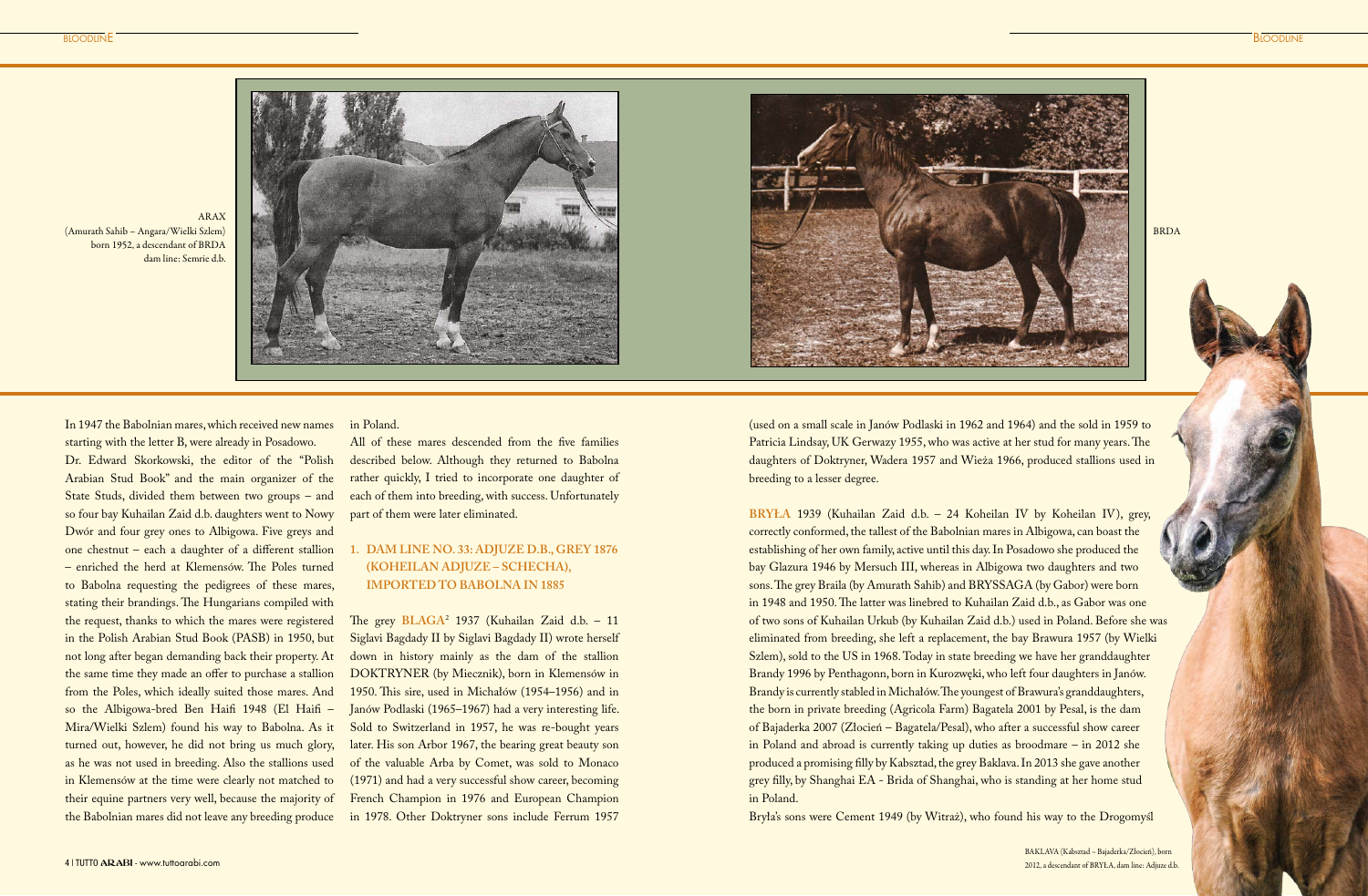ARAX
(Amurath Sahib – Angara/Wielki Szlem)
born 1952, a descendant of BRDA
dam line: Semrie d.b.

BRDA

In 1947 the Babolnian mares, which received new names starting with the letter B, were already in Posadowo.

Dr. Edward Skorkowski, the editor of the "Polish Arabian Stud Book" and the main organizer of the State Studs, divided them between two groups – and so four bay Kuhailan Zaid d.b. daughters went to Nowy Dwór and four grey ones to Albigowa. Five greys and one chestnut – each a daughter of a different stallion – enriched the herd at Klemensów. The Poles turned to Babolna requesting the pedigrees of these mares, stating their brandings. The Hungarians compiled with the request, thanks to which the mares were registered in the Polish Arabian Stud Book (PASB) in 1950, but not long after began demanding back their property. At the same time they made an offer to purchase a stallion from the Poles, which ideally suited those mares. And so the Albigowa-bred Ben Haifi 1948 (El Haifi – Mira/Wielki Szlem) found his way to Babolna. As it turned out, however, he did not bring us much glory, as he was not used in breeding. Also the stallions used in Klemensów at the time were clearly not matched to their equine partners very well, because the majority of the Babolnian mares did not leave any breeding produce in Poland.

All of these mares descended from the five families described below. Although they returned to Babolna rather quickly, I tried to incorporate one daughter of each of them into breeding, with success. Unfortunately part of them were later eliminated.

### 1. DAM LINE NO. 33: ADJUZE D.B., GREY 1876 (KOHEILAN ADJUZE – SCHECHA), IMPORTED TO BABOLNA IN 1885

The grey **BLAGA**[2] 1937 (Kuhailan Zaid d.b. – 11 Siglavi Bagdady II by Siglavi Bagdady II) wrote herself down in history mainly as the dam of the stallion DOKTRYNER (by Miecznik), born in Klemensów in 1950. This sire, used in Michałów (1954–1956) and in Janów Podlaski (1965–1967) had a very interesting life. Sold to Switzerland in 1957, he was re-bought years later. His son Arbor 1967, the bearing great beauty son of the valuable Arba by Comet, was sold to Monaco (1971) and had a very successful show career, becoming French Champion in 1976 and European Champion in 1978. Other Doktryner sons include Ferrum 1957 (used on a small scale in Janów Podlaski in 1962 and 1964) and the sold in 1959 to Patricia Lindsay, UK Gerwazy 1955, who was active at her stud for many years. The daughters of Doktryner, Wadera 1957 and Wieża 1966, produced stallions used in breeding to a lesser degree.

**BRYŁA** 1939 (Kuhailan Zaid d.b. – 24 Koheilan IV by Koheilan IV), grey, correctly conformed, the tallest of the Babolnian mares in Albigowa, can boast the establishing of her own family, active until this day. In Posadowo she produced the bay Glazura 1946 by Mersuch III, whereas in Albigowa two daughters and two sons. The grey Braila (by Amurath Sahib) and BRYSSAGA (by Gabor) were born in 1948 and 1950. The latter was linebred to Kuhailan Zaid d.b., as Gabor was one of two sons of Kuhailan Urkub (by Kuhailan Zaid d.b.) used in Poland. Before she was eliminated from breeding, she left a replacement, the bay Brawura 1957 (by Wielki Szlem), sold to the US in 1968. Today in state breeding we have her granddaughter Brandy 1996 by Penthagonn, born in Kurozwęki, who left four daughters in Janów. Brandy is currently stabled in Michałów. The youngest of Brawura's granddaughters, the born in private breeding (Agricola Farm) Bagatela 2001 by Pesal, is the dam of Bajaderka 2007 (Złocień – Bagatela/Pesal), who after a successful show career in Poland and abroad is currently taking up duties as broodmare – in 2012 she produced a promising filly by Kabsztad, the grey Baklava. In 2013 she gave another grey filly, by Shanghai EA - Brida of Shanghai, who is standing at her home stud in Poland.

Bryła's sons were Cement 1949 (by Witraż), who found his way to the Drogomyśl

BAKLAVA (Kabsztad – Bajaderka/Złocień), born 2012, a descendant of BRYŁA, dam line: Adjuze d.b.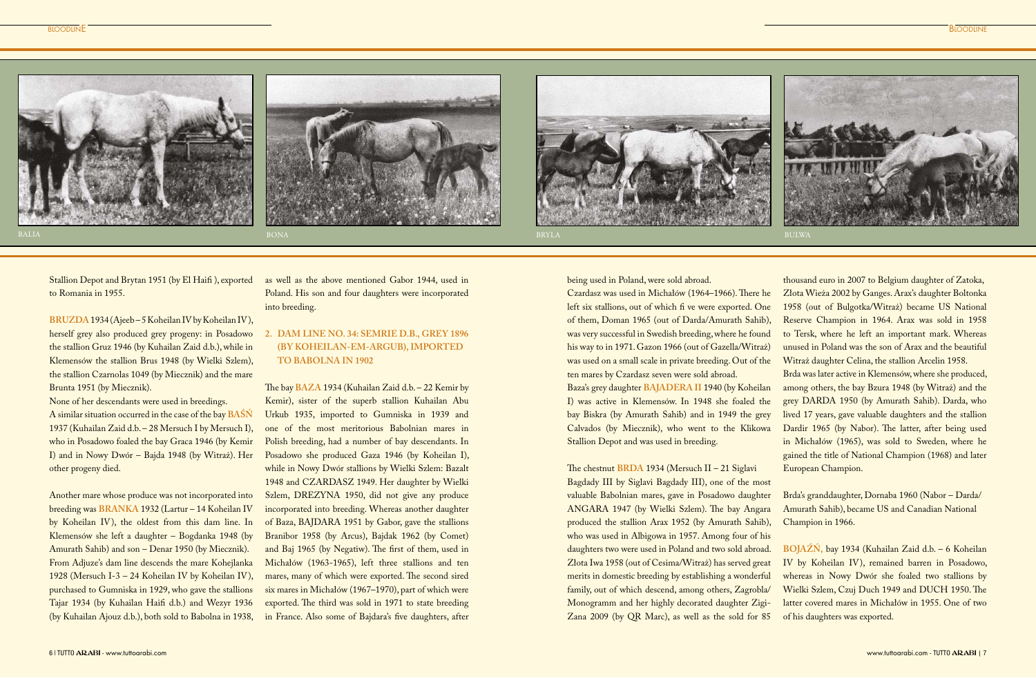BALIA

BONA

BRYLA

BULWA

Stallion Depot and Brytan 1951 (by El Haifi ), exported to Romania in 1955.

**BRUZDA** 1934 (Ajeeb – 5 Koheilan IV by Koheilan IV), herself grey also produced grey progeny: in Posadowo the stallion Gruz 1946 (by Kuhailan Zaid d.b.), while in Klemensów the stallion Brus 1948 (by Wielki Szlem), the stallion Czarnolas 1049 (by Miecznik) and the mare Brunta 1951 (by Miecznik).

None of her descendants were used in breedings.

A similar situation occurred in the case of the bay **BAŚŃ** 1937 (Kuhailan Zaid d.b. – 28 Mersuch I by Mersuch I), who in Posadowo foaled the bay Graca 1946 (by Kemir I) and in Nowy Dwór – Bajda 1948 (by Witraż). Her other progeny died.

Another mare whose produce was not incorporated into breeding was **BRANKA** 1932 (Lartur – 14 Koheilan IV by Koheilan IV), the oldest from this dam line. In Klemensów she left a daughter – Bogdanka 1948 (by Amurath Sahib) and son – Denar 1950 (by Miecznik). From Adjuze's dam line descends the mare Kohejlanka 1928 (Mersuch I-3 – 24 Koheilan IV by Koheilan IV), purchased to Gumniska in 1929, who gave the stallions Tajar 1934 (by Kuhailan Haifi d.b.) and Wezyr 1936 (by Kuhailan Ajouz d.b.), both sold to Babolna in 1938, as well as the above mentioned Gabor 1944, used in Poland. His son and four daughters were incorporated into breeding.

## 2. DAM LINE NO. 34: SEMRIE D.B., GREY 1896 (BY KOHEILAN-EM-ARGUB), IMPORTED TO BABOLNA IN 1902

The bay **BAZA** 1934 (Kuhailan Zaid d.b. – 22 Kemir by Kemir), sister of the superb stallion Kuhailan Abu Urkub 1935, imported to Gumniska in 1939 and one of the most meritorious Babolnian mares in Polish breeding, had a number of bay descendants. In Posadowo she produced Gaza 1946 (by Koheilan I), while in Nowy Dwór stallions by Wielki Szlem: Bazalt 1948 and CZARDASZ 1949. Her daughter by Wielki Szlem, DREZYNA 1950, did not give any produce incorporated into breeding. Whereas another daughter of Baza, BAJDARA 1951 by Gabor, gave the stallions Branibor 1958 (by Arcus), Bajdak 1962 (by Comet) and Baj 1965 (by Negatiw). The first of them, used in Michałów (1963-1965), left three stallions and ten mares, many of which were exported. The second sired six mares in Michałów (1967–1970), part of which were exported. The third was sold in 1971 to state breeding in France. Also some of Bajdara's five daughters, after being used in Poland, were sold abroad.

Czardasz was used in Michałów (1964–1966). There he left six stallions, out of which fi ve were exported. One of them, Doman 1965 (out of Darda/Amurath Sahib), was very successful in Swedish breeding, where he found his way to in 1971. Gazon 1966 (out of Gazella/Witraż) was used on a small scale in private breeding. Out of the ten mares by Czardasz seven were sold abroad.

Baza's grey daughter **BAJADERA II** 1940 (by Koheilan I) was active in Klemensów. In 1948 she foaled the bay Biskra (by Amurath Sahib) and in 1949 the grey Calvados (by Miecznik), who went to the Klikowa Stallion Depot and was used in breeding.

The chestnut **BRDA** 1934 (Mersuch II – 21 Siglavi Bagdady III by Siglavi Bagdady III), one of the most valuable Babolnian mares, gave in Posadowo daughter ANGARA 1947 (by Wielki Szlem). The bay Angara produced the stallion Arax 1952 (by Amurath Sahib), who was used in Albigowa in 1957. Among four of his daughters two were used in Poland and two sold abroad. Złota Iwa 1958 (out of Cesima/Witraż) has served great merits in domestic breeding by establishing a wonderful family, out of which descend, among others, Zagrobla/Monogramm and her highly decorated daughter Zigi-Zana 2009 (by QR Marc), as well as the sold for 85 thousand euro in 2007 to Belgium daughter of Zatoka, Złota Wieża 2002 by Ganges. Arax's daughter Boltonka 1958 (out of Bulgotka/Witraż) became US National Reserve Champion in 1964. Arax was sold in 1958 to Tersk, where he left an important mark. Whereas unused in Poland was the son of Arax and the beautiful Witraż daughter Celina, the stallion Arcelin 1958.

Brda was later active in Klemensów, where she produced, among others, the bay Bzura 1948 (by Witraż) and the grey DARDA 1950 (by Amurath Sahib). Darda, who lived 17 years, gave valuable daughters and the stallion Dardir 1965 (by Nabor). The latter, after being used in Michałów (1965), was sold to Sweden, where he gained the title of National Champion (1968) and later European Champion.

Brda's granddaughter, Dornaba 1960 (Nabor – Darda/Amurath Sahib), became US and Canadian National Champion in 1966.

**BOJAŹŃ**, bay 1934 (Kuhailan Zaid d.b. – 6 Koheilan IV by Koheilan IV), remained barren in Posadowo, whereas in Nowy Dwór she foaled two stallions by Wielki Szlem, Czuj Duch 1949 and DUCH 1950. The latter covered mares in Michałów in 1955. One of two of his daughters was exported.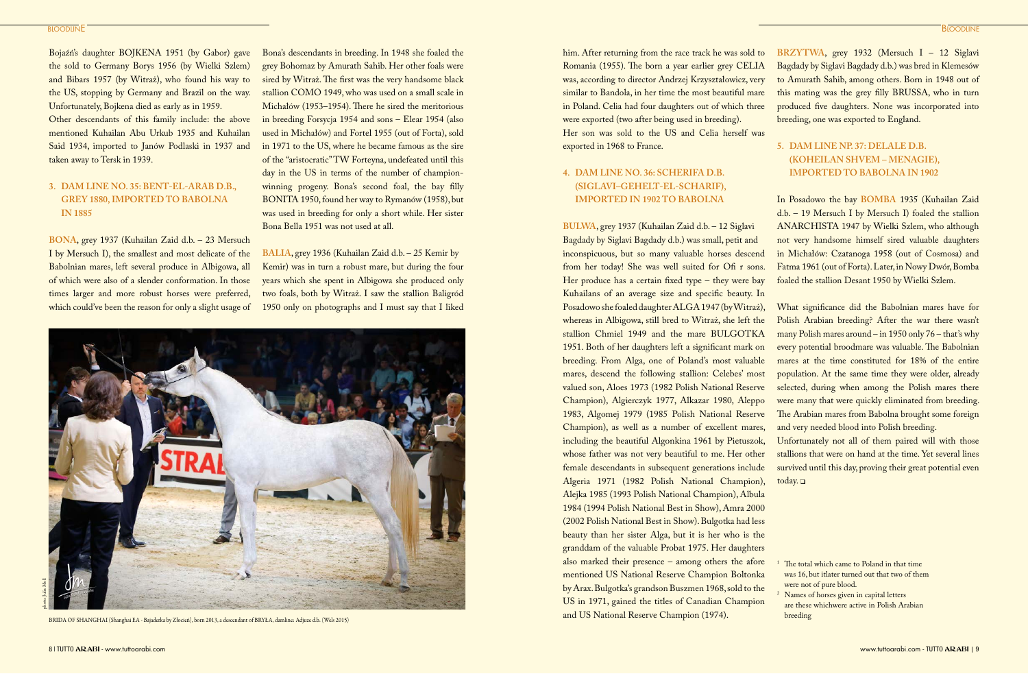Bojaźń's daughter BOJKENA 1951 (by Gabor) gave the sold to Germany Borys 1956 (by Wielki Szlem) and Bibars 1957 (by Witraż), who found his way to the US, stopping by Germany and Brazil on the way. Unfortunately, Bojkena died as early as in 1959.

Other descendants of this family include: the above mentioned Kuhailan Abu Urkub 1935 and Kuhailan Said 1934, imported to Janów Podlaski in 1937 and taken away to Tersk in 1939.

## 3. DAM LINE NO. 35: BENT-EL-ARAB D.B., GREY 1880, IMPORTED TO BABOLNA IN 1885

**BONA**, grey 1937 (Kuhailan Zaid d.b. – 23 Mersuch I by Mersuch I), the smallest and most delicate of the Babolnian mares, left several produce in Albigowa, all of which were also of a slender conformation. In those times larger and more robust horses were preferred, which could've been the reason for only a slight usage of Bona's descendants in breeding. In 1948 she foaled the grey Bohomaz by Amurath Sahib. Her other foals were sired by Witraż. The first was the very handsome black stallion COMO 1949, who was used on a small scale in Michałów (1953–1954). There he sired the meritorious in breeding Forsycja 1954 and sons – Elear 1954 (also used in Michałów) and Fortel 1955 (out of Forta), sold in 1971 to the US, where he became famous as the sire of the "aristocratic" TW Forteyna, undefeated until this day in the US in terms of the number of champion-winning progeny. Bona's second foal, the bay filly BONITA 1950, found her way to Rymanów (1958), but was used in breeding for only a short while. Her sister Bona Bella 1951 was not used at all.

**BALIA**, grey 1936 (Kuhailan Zaid d.b. – 25 Kemir by Kemir) was in turn a robust mare, but during the four years which she spent in Albigowa she produced only two foals, both by Witraż. I saw the stallion Baligród 1950 only on photographs and I must say that I liked him. After returning from the race track he was sold to Romania (1955). The born a year earlier grey CELIA was, according to director Andrzej Krzyształowicz, very similar to Bandola, in her time the most beautiful mare in Poland. Celia had four daughters out of which three were exported (two after being used in breeding).

Her son was sold to the US and Celia herself was exported in 1968 to France.

BRIDA OF SHANGHAI (Shanghai EA - Bajaderka by Złocień), born 2013, a descendant of BRYŁA, damline: Adjuze d.b. (Wels 2015)

## 4. DAM LINE NO. 36: SCHERIFA D.B. (SIGLAVI–GEHELT-EL-SCHARIF), IMPORTED IN 1902 TO BABOLNA

**BULWA**, grey 1937 (Kuhailan Zaid d.b. – 12 Siglavi Bagdady by Siglavi Bagdady d.b.) was small, petit and inconspicuous, but so many valuable horses descend from her today! She was well suited for Ofi r sons. Her produce has a certain fixed type – they were bay Kuhailans of an average size and specific beauty. In Posadowo she foaled daughter ALGA 1947 (by Witraż), whereas in Albigowa, still bred to Witraż, she left the stallion Chmiel 1949 and the mare BULGOTKA 1951. Both of her daughters left a significant mark on breeding. From Alga, one of Poland's most valuable mares, descend the following stallion: Celebes' most valued son, Aloes 1973 (1982 Polish National Reserve Champion), Algierczyk 1977, Alkazar 1980, Aleppo 1983, Algomej 1979 (1985 Polish National Reserve Champion), as well as a number of excellent mares, including the beautiful Algonkina 1961 by Pietuszok, whose father was not very beautiful to me. Her other female descendants in subsequent generations include Algeria 1971 (1982 Polish National Champion), Alejka 1985 (1993 Polish National Champion), Albula 1984 (1994 Polish National Best in Show), Amra 2000 (2002 Polish National Best in Show). Bulgotka had less beauty than her sister Alga, but it is her who is the granddam of the valuable Probat 1975. Her daughters also marked their presence – among others the afore mentioned US National Reserve Champion Boltonka by Arax. Bulgotka's grandson Buszmen 1968, sold to the US in 1971, gained the titles of Canadian Champion and US National Reserve Champion (1974).

**BRZYTWA**, grey 1932 (Mersuch I – 12 Siglavi Bagdady by Siglavi Bagdady d.b.) was bred in Klemesów to Amurath Sahib, among others. Born in 1948 out of this mating was the grey filly BRUSSA, who in turn produced five daughters. None was incorporated into breeding, one was exported to England.

## 5. DAM LINE NP. 37: DELALE D.B. (KOHEILAN SHVEM – MENAGIE), IMPORTED TO BABOLNA IN 1902

In Posadowo the bay **BOMBA** 1935 (Kuhailan Zaid d.b. – 19 Mersuch I by Mersuch I) foaled the stallion ANARCHISTA 1947 by Wielki Szlem, who although not very handsome himself sired valuable daughters in Michałów: Czatanoga 1958 (out of Cosmosa) and Fatma 1961 (out of Forta). Later, in Nowy Dwór, Bomba foaled the stallion Desant 1950 by Wielki Szlem.

What significance did the Babolnian mares have for Polish Arabian breeding? After the war there wasn't many Polish mares around – in 1950 only 76 – that's why every potential broodmare was valuable. The Babolnian mares at the time constituted for 18% of the entire population. At the same time they were older, already selected, during when among the Polish mares there were many that were quickly eliminated from breeding. The Arabian mares from Babolna brought some foreign and very needed blood into Polish breeding.

Unfortunately not all of them paired will with those stallions that were on hand at the time. Yet several lines survived until this day, proving their great potential even today. ❑

[1] The total which came to Poland in that time was 16, but itlater turned out that two of them were not of pure blood.

[2] Names of horses given in capital letters are these whichwere active in Polish Arabian breeding